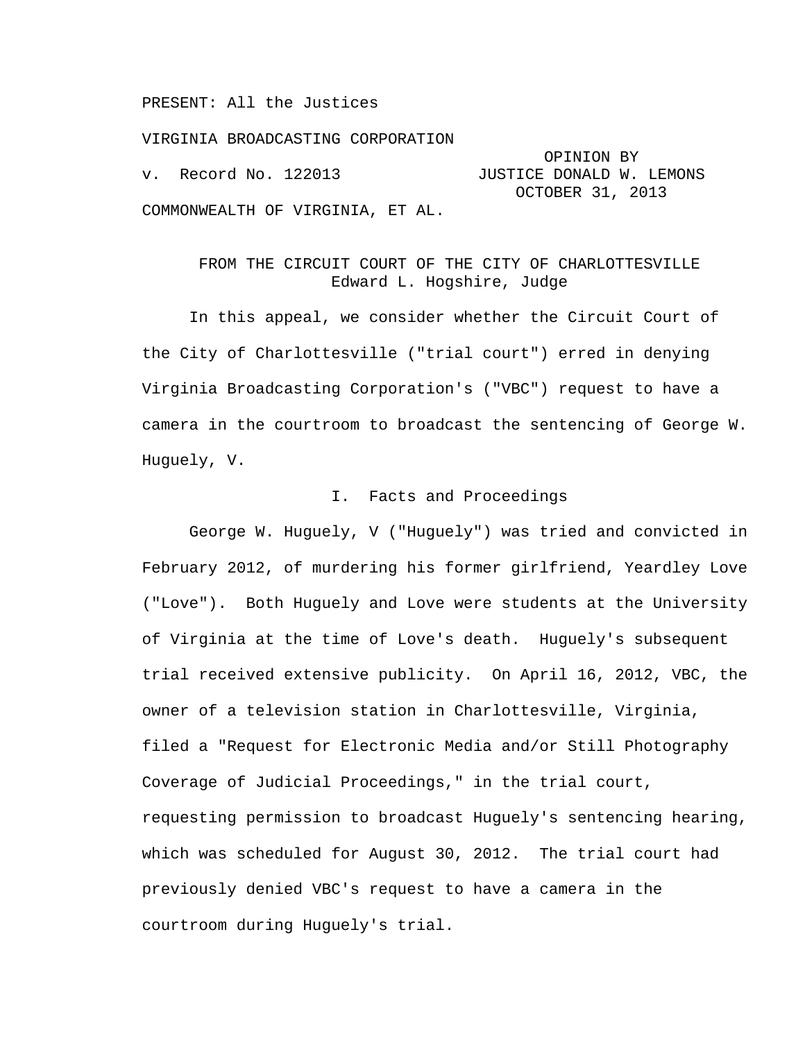PRESENT: All the Justices

VIRGINIA BROADCASTING CORPORATION

v. Record No. 122013

OPINION BY JUSTICE DONALD W. LEMONS
OCTOBER 31, 2013

COMMONWEALTH OF VIRGINIA, ET AL.

FROM THE CIRCUIT COURT OF THE CITY OF CHARLOTTESVILLE
Edward L. Hogshire, Judge

In this appeal, we consider whether the Circuit Court of the City of Charlottesville ("trial court") erred in denying Virginia Broadcasting Corporation's ("VBC") request to have a camera in the courtroom to broadcast the sentencing of George W. Huguely, V.

## I. Facts and Proceedings

George W. Huguely, V ("Huguely") was tried and convicted in February 2012, of murdering his former girlfriend, Yeardley Love ("Love"). Both Huguely and Love were students at the University of Virginia at the time of Love's death. Huguely's subsequent trial received extensive publicity. On April 16, 2012, VBC, the owner of a television station in Charlottesville, Virginia, filed a "Request for Electronic Media and/or Still Photography Coverage of Judicial Proceedings," in the trial court, requesting permission to broadcast Huguely's sentencing hearing, which was scheduled for August 30, 2012. The trial court had previously denied VBC's request to have a camera in the courtroom during Huguely's trial.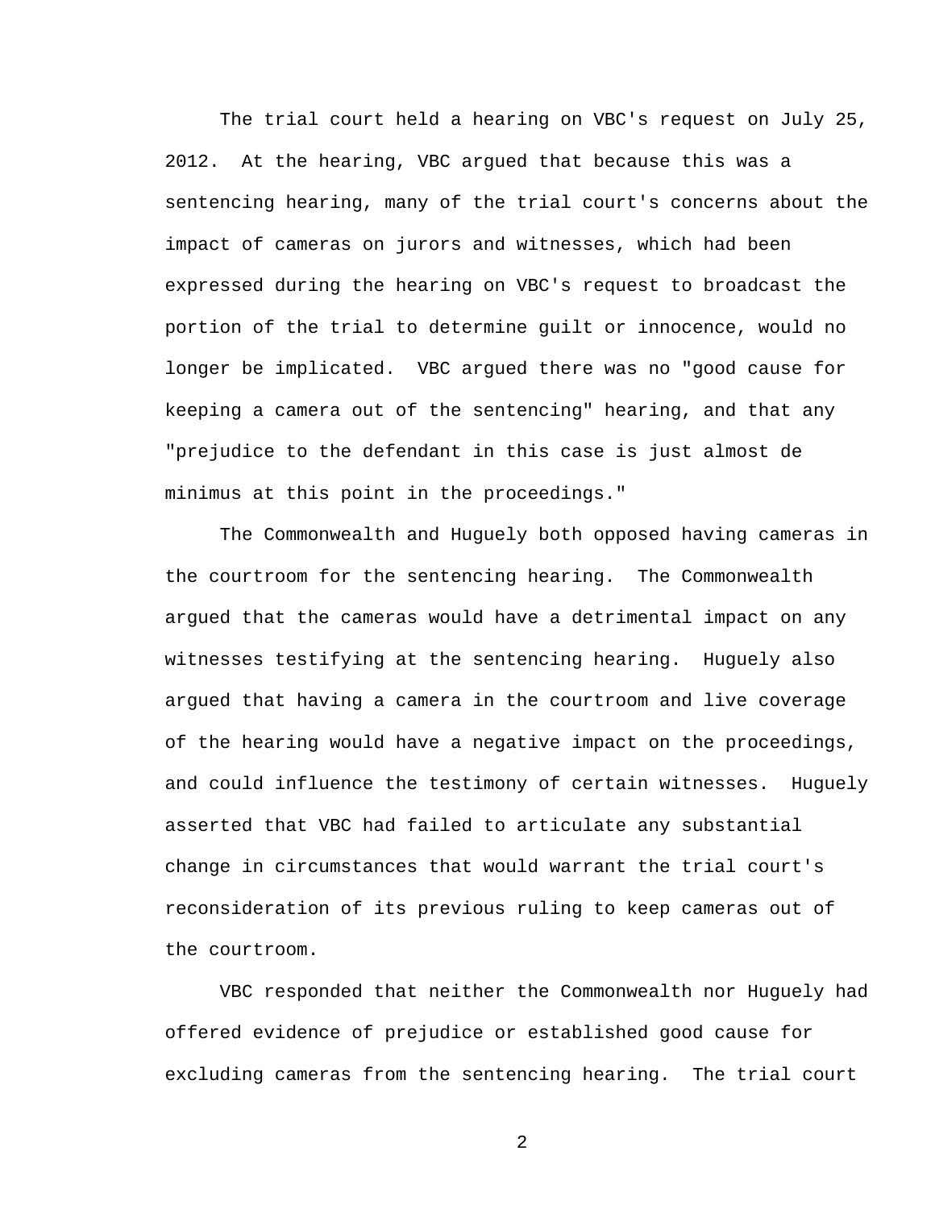The trial court held a hearing on VBC's request on July 25, 2012. At the hearing, VBC argued that because this was a sentencing hearing, many of the trial court's concerns about the impact of cameras on jurors and witnesses, which had been expressed during the hearing on VBC's request to broadcast the portion of the trial to determine guilt or innocence, would no longer be implicated. VBC argued there was no "good cause for keeping a camera out of the sentencing" hearing, and that any "prejudice to the defendant in this case is just almost de minimus at this point in the proceedings."

The Commonwealth and Huguely both opposed having cameras in the courtroom for the sentencing hearing. The Commonwealth argued that the cameras would have a detrimental impact on any witnesses testifying at the sentencing hearing. Huguely also argued that having a camera in the courtroom and live coverage of the hearing would have a negative impact on the proceedings, and could influence the testimony of certain witnesses. Huguely asserted that VBC had failed to articulate any substantial change in circumstances that would warrant the trial court's reconsideration of its previous ruling to keep cameras out of the courtroom.

VBC responded that neither the Commonwealth nor Huguely had offered evidence of prejudice or established good cause for excluding cameras from the sentencing hearing. The trial court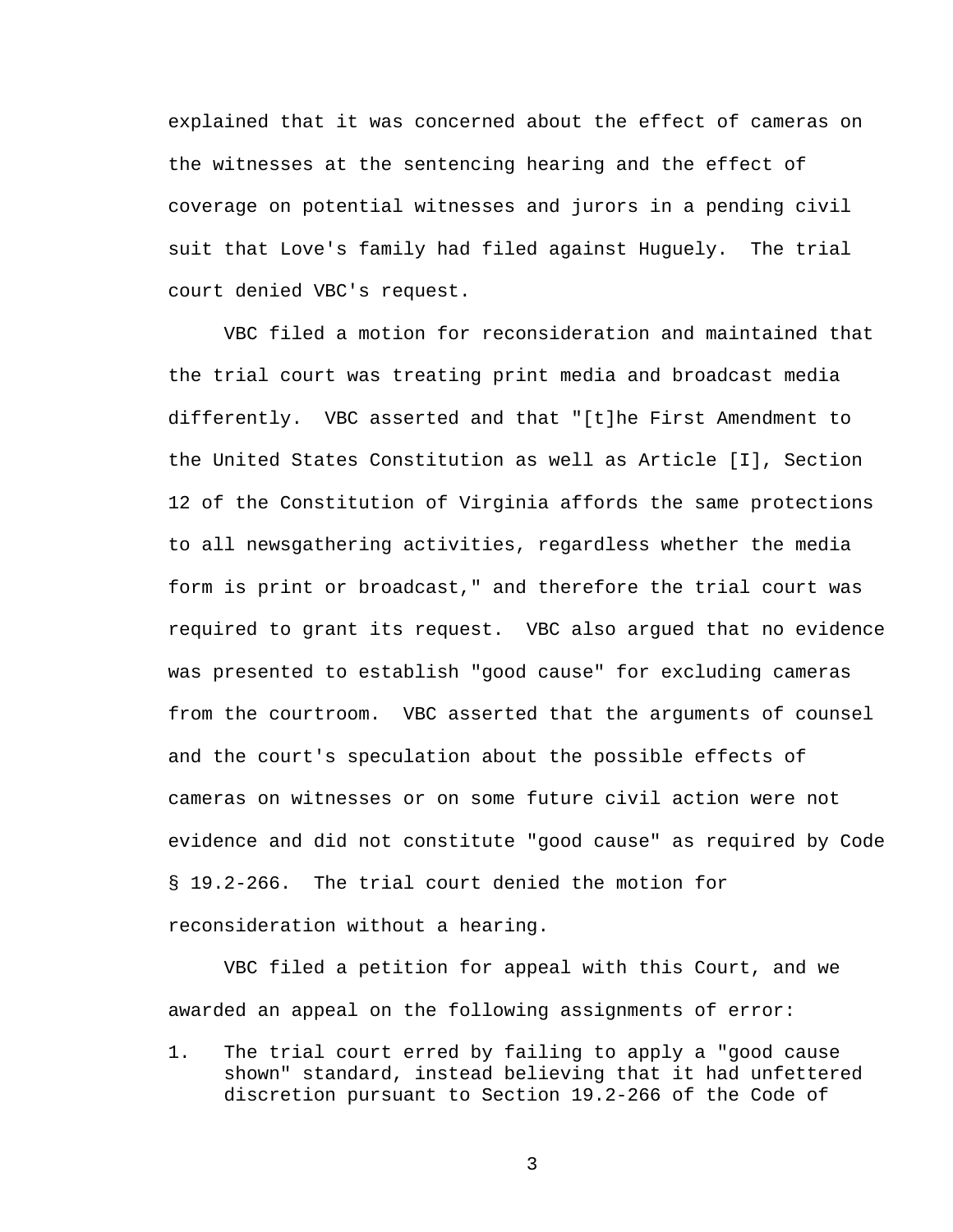explained that it was concerned about the effect of cameras on the witnesses at the sentencing hearing and the effect of coverage on potential witnesses and jurors in a pending civil suit that Love's family had filed against Huguely. The trial court denied VBC's request.

VBC filed a motion for reconsideration and maintained that the trial court was treating print media and broadcast media differently. VBC asserted and that "[t]he First Amendment to the United States Constitution as well as Article [I], Section 12 of the Constitution of Virginia affords the same protections to all newsgathering activities, regardless whether the media form is print or broadcast," and therefore the trial court was required to grant its request. VBC also argued that no evidence was presented to establish "good cause" for excluding cameras from the courtroom. VBC asserted that the arguments of counsel and the court's speculation about the possible effects of cameras on witnesses or on some future civil action were not evidence and did not constitute "good cause" as required by Code § 19.2-266. The trial court denied the motion for reconsideration without a hearing.

VBC filed a petition for appeal with this Court, and we awarded an appeal on the following assignments of error:

1. The trial court erred by failing to apply a "good cause shown" standard, instead believing that it had unfettered discretion pursuant to Section 19.2-266 of the Code of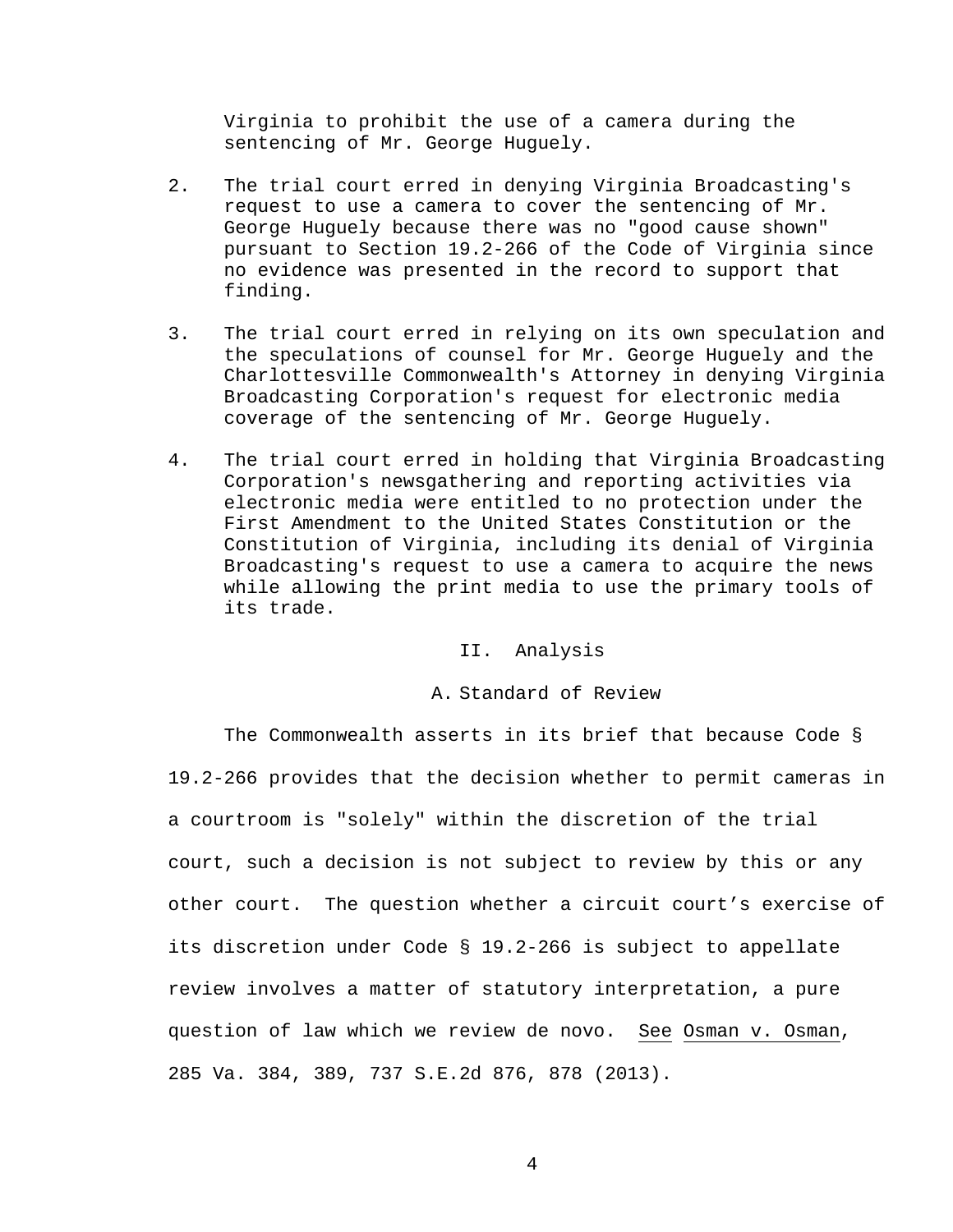Virginia to prohibit the use of a camera during the sentencing of Mr. George Huguely.

2. The trial court erred in denying Virginia Broadcasting's request to use a camera to cover the sentencing of Mr. George Huguely because there was no "good cause shown" pursuant to Section 19.2-266 of the Code of Virginia since no evidence was presented in the record to support that finding.

3. The trial court erred in relying on its own speculation and the speculations of counsel for Mr. George Huguely and the Charlottesville Commonwealth's Attorney in denying Virginia Broadcasting Corporation's request for electronic media coverage of the sentencing of Mr. George Huguely.

4. The trial court erred in holding that Virginia Broadcasting Corporation's newsgathering and reporting activities via electronic media were entitled to no protection under the First Amendment to the United States Constitution or the Constitution of Virginia, including its denial of Virginia Broadcasting's request to use a camera to acquire the news while allowing the print media to use the primary tools of its trade.

## II. Analysis

### A. Standard of Review

The Commonwealth asserts in its brief that because Code § 19.2-266 provides that the decision whether to permit cameras in a courtroom is "solely" within the discretion of the trial court, such a decision is not subject to review by this or any other court. The question whether a circuit court's exercise of its discretion under Code § 19.2-266 is subject to appellate review involves a matter of statutory interpretation, a pure question of law which we review de novo. See Osman v. Osman, 285 Va. 384, 389, 737 S.E.2d 876, 878 (2013).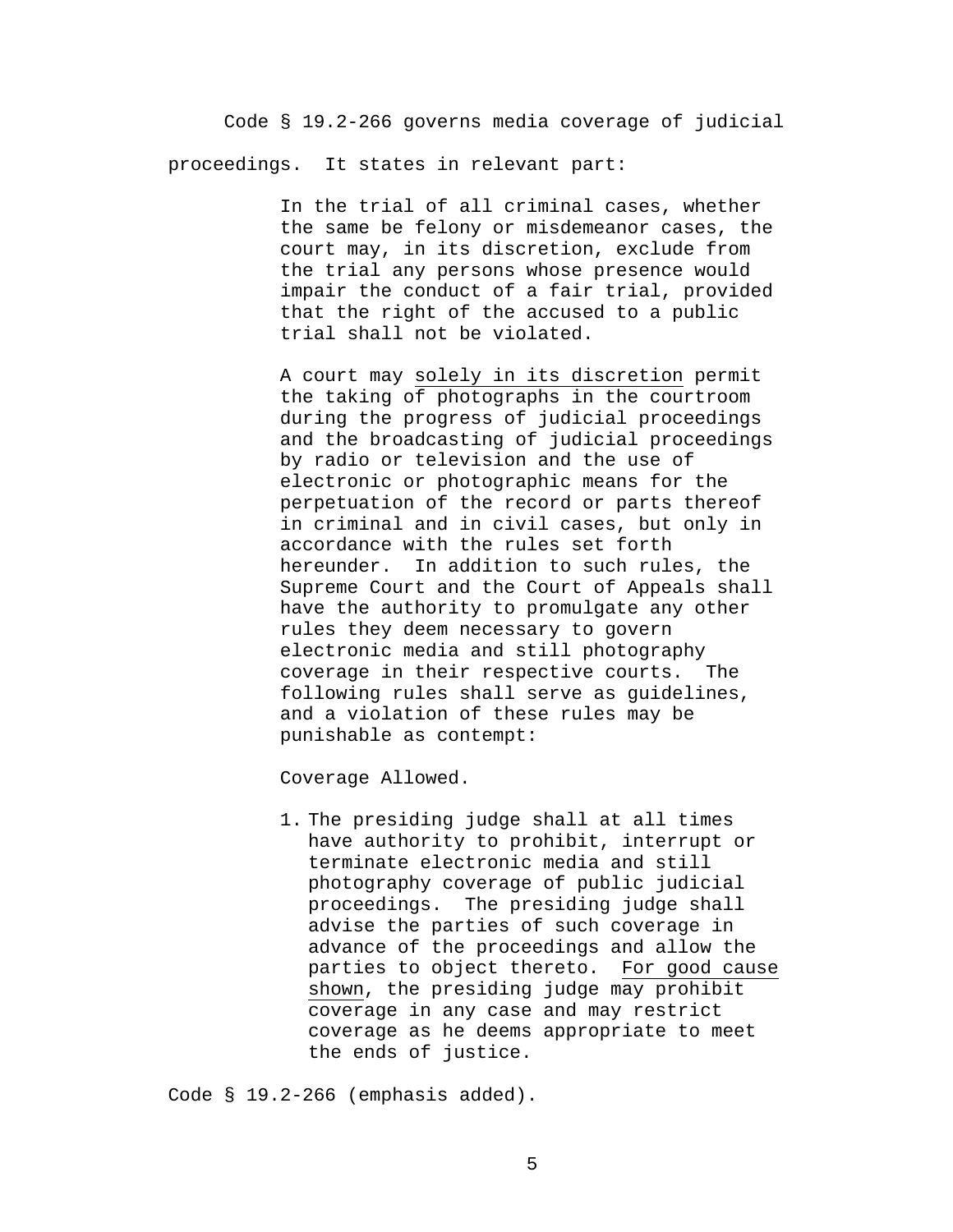Code § 19.2-266 governs media coverage of judicial proceedings. It states in relevant part:

> In the trial of all criminal cases, whether the same be felony or misdemeanor cases, the court may, in its discretion, exclude from the trial any persons whose presence would impair the conduct of a fair trial, provided that the right of the accused to a public trial shall not be violated.
>
> A court may <u>solely in its discretion</u> permit the taking of photographs in the courtroom during the progress of judicial proceedings and the broadcasting of judicial proceedings by radio or television and the use of electronic or photographic means for the perpetuation of the record or parts thereof in criminal and in civil cases, but only in accordance with the rules set forth hereunder. In addition to such rules, the Supreme Court and the Court of Appeals shall have the authority to promulgate any other rules they deem necessary to govern electronic media and still photography coverage in their respective courts. The following rules shall serve as guidelines, and a violation of these rules may be punishable as contempt:
>
> Coverage Allowed.
>
> 1. The presiding judge shall at all times have authority to prohibit, interrupt or terminate electronic media and still photography coverage of public judicial proceedings. The presiding judge shall advise the parties of such coverage in advance of the proceedings and allow the parties to object thereto. <u>For good cause shown</u>, the presiding judge may prohibit coverage in any case and may restrict coverage as he deems appropriate to meet the ends of justice.

Code § 19.2-266 (emphasis added).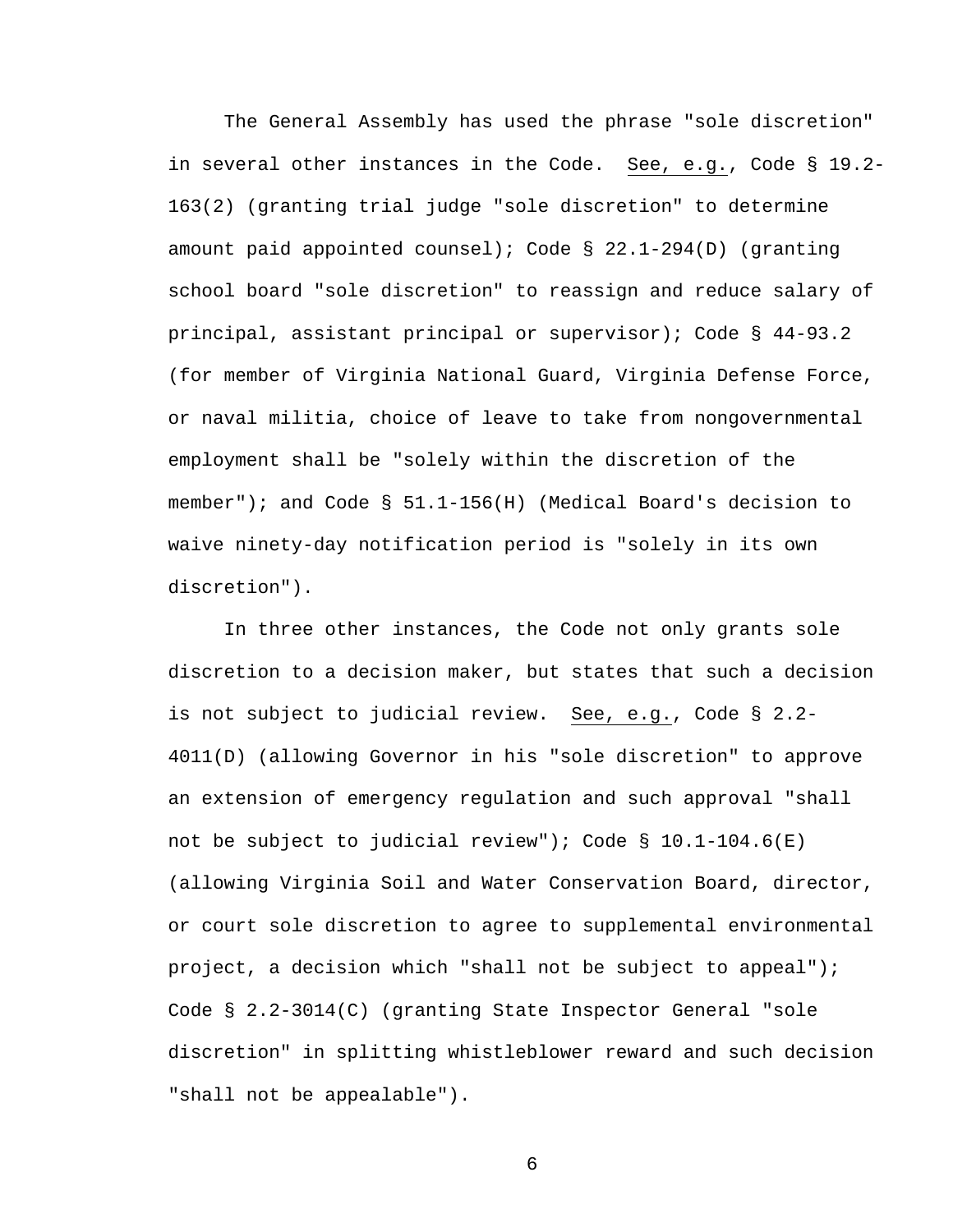The General Assembly has used the phrase "sole discretion" in several other instances in the Code. See, e.g., Code § 19.2-163(2) (granting trial judge "sole discretion" to determine amount paid appointed counsel); Code § 22.1-294(D) (granting school board "sole discretion" to reassign and reduce salary of principal, assistant principal or supervisor); Code § 44-93.2 (for member of Virginia National Guard, Virginia Defense Force, or naval militia, choice of leave to take from nongovernmental employment shall be "solely within the discretion of the member"); and Code § 51.1-156(H) (Medical Board's decision to waive ninety-day notification period is "solely in its own discretion").

In three other instances, the Code not only grants sole discretion to a decision maker, but states that such a decision is not subject to judicial review. See, e.g., Code § 2.2-4011(D) (allowing Governor in his "sole discretion" to approve an extension of emergency regulation and such approval "shall not be subject to judicial review"); Code § 10.1-104.6(E) (allowing Virginia Soil and Water Conservation Board, director, or court sole discretion to agree to supplemental environmental project, a decision which "shall not be subject to appeal"); Code § 2.2-3014(C) (granting State Inspector General "sole discretion" in splitting whistleblower reward and such decision "shall not be appealable").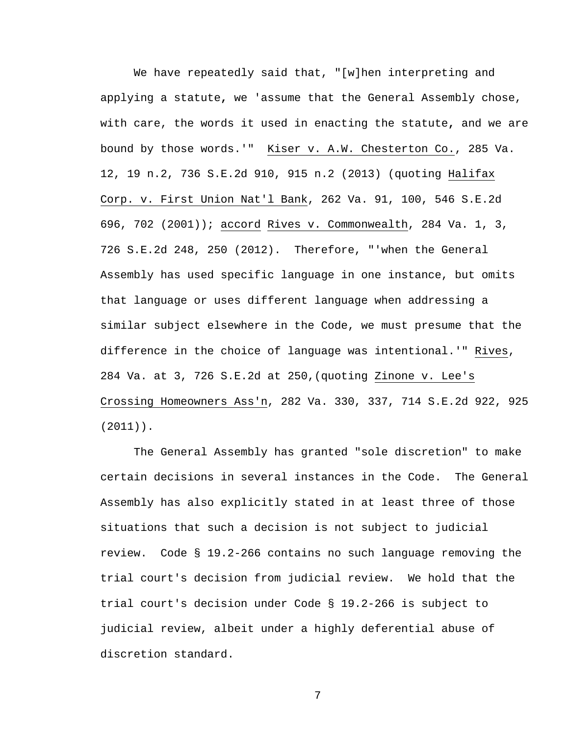We have repeatedly said that, "[w]hen interpreting and applying a statute, we 'assume that the General Assembly chose, with care, the words it used in enacting the statute, and we are bound by those words.'" Kiser v. A.W. Chesterton Co., 285 Va. 12, 19 n.2, 736 S.E.2d 910, 915 n.2 (2013) (quoting Halifax Corp. v. First Union Nat'l Bank, 262 Va. 91, 100, 546 S.E.2d 696, 702 (2001)); accord Rives v. Commonwealth, 284 Va. 1, 3, 726 S.E.2d 248, 250 (2012). Therefore, "'when the General Assembly has used specific language in one instance, but omits that language or uses different language when addressing a similar subject elsewhere in the Code, we must presume that the difference in the choice of language was intentional.'" Rives, 284 Va. at 3, 726 S.E.2d at 250,(quoting Zinone v. Lee's Crossing Homeowners Ass'n, 282 Va. 330, 337, 714 S.E.2d 922, 925 (2011)).

The General Assembly has granted "sole discretion" to make certain decisions in several instances in the Code. The General Assembly has also explicitly stated in at least three of those situations that such a decision is not subject to judicial review. Code § 19.2-266 contains no such language removing the trial court's decision from judicial review. We hold that the trial court's decision under Code § 19.2-266 is subject to judicial review, albeit under a highly deferential abuse of discretion standard.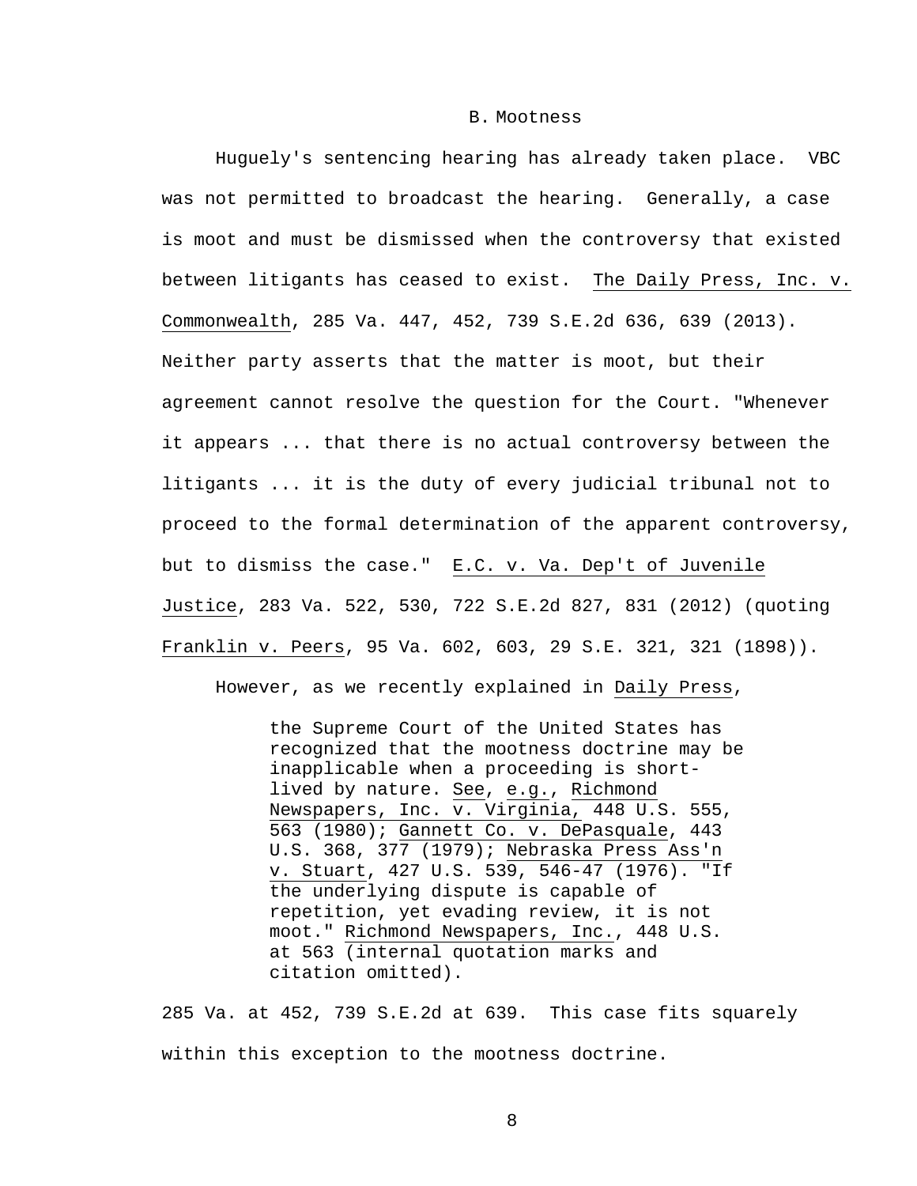### B. Mootness

Huguely's sentencing hearing has already taken place. VBC was not permitted to broadcast the hearing. Generally, a case is moot and must be dismissed when the controversy that existed between litigants has ceased to exist. The Daily Press, Inc. v. Commonwealth, 285 Va. 447, 452, 739 S.E.2d 636, 639 (2013). Neither party asserts that the matter is moot, but their agreement cannot resolve the question for the Court. "Whenever it appears ... that there is no actual controversy between the litigants ... it is the duty of every judicial tribunal not to proceed to the formal determination of the apparent controversy, but to dismiss the case." E.C. v. Va. Dep't of Juvenile Justice, 283 Va. 522, 530, 722 S.E.2d 827, 831 (2012) (quoting Franklin v. Peers, 95 Va. 602, 603, 29 S.E. 321, 321 (1898)).

However, as we recently explained in Daily Press,

> the Supreme Court of the United States has recognized that the mootness doctrine may be inapplicable when a proceeding is short-lived by nature. See, e.g., Richmond Newspapers, Inc. v. Virginia, 448 U.S. 555, 563 (1980); Gannett Co. v. DePasquale, 443 U.S. 368, 377 (1979); Nebraska Press Ass'n v. Stuart, 427 U.S. 539, 546-47 (1976). "If the underlying dispute is capable of repetition, yet evading review, it is not moot." Richmond Newspapers, Inc., 448 U.S. at 563 (internal quotation marks and citation omitted).

285 Va. at 452, 739 S.E.2d at 639. This case fits squarely within this exception to the mootness doctrine.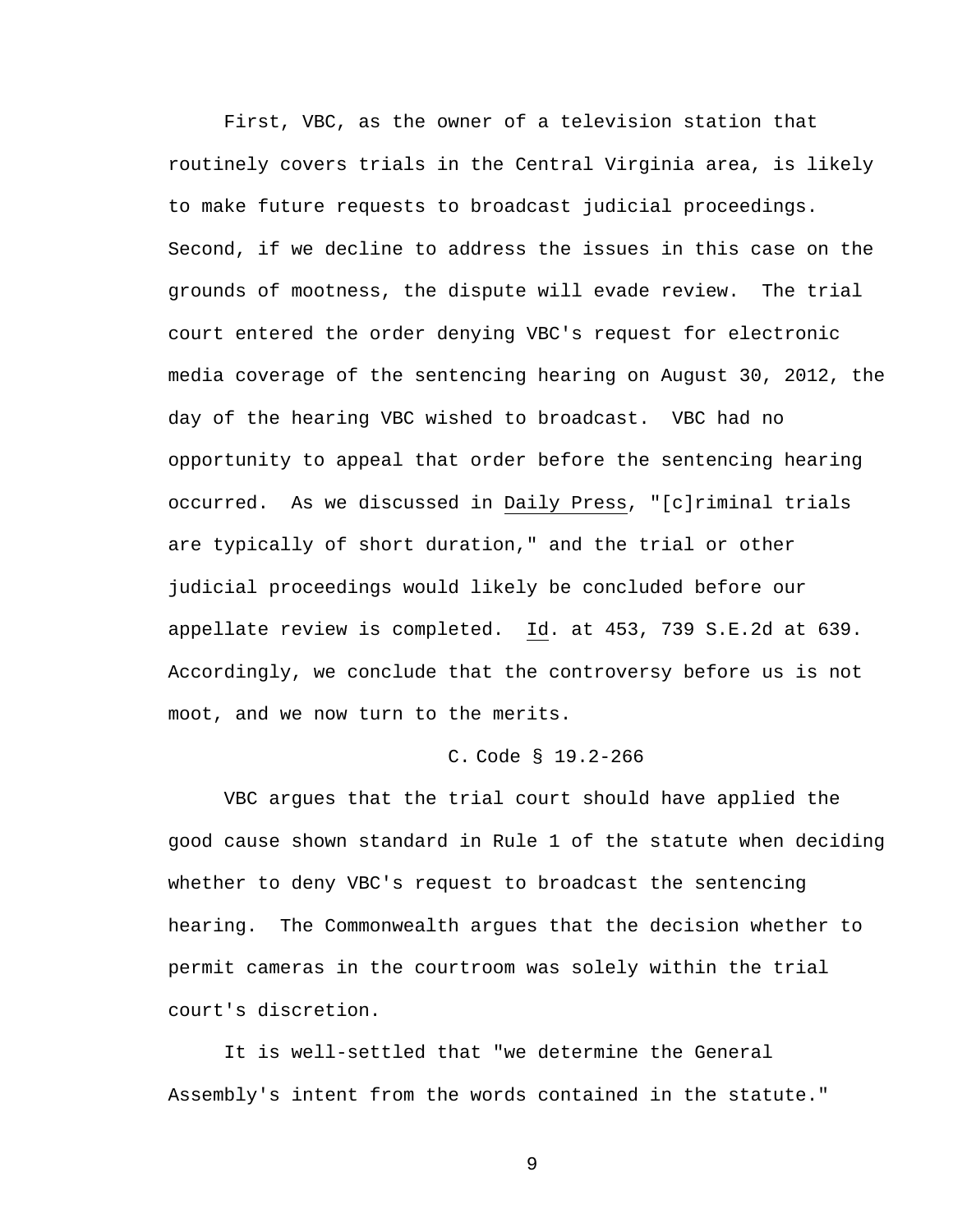First, VBC, as the owner of a television station that routinely covers trials in the Central Virginia area, is likely to make future requests to broadcast judicial proceedings. Second, if we decline to address the issues in this case on the grounds of mootness, the dispute will evade review. The trial court entered the order denying VBC's request for electronic media coverage of the sentencing hearing on August 30, 2012, the day of the hearing VBC wished to broadcast. VBC had no opportunity to appeal that order before the sentencing hearing occurred. As we discussed in Daily Press, "[c]riminal trials are typically of short duration," and the trial or other judicial proceedings would likely be concluded before our appellate review is completed. Id. at 453, 739 S.E.2d at 639. Accordingly, we conclude that the controversy before us is not moot, and we now turn to the merits.

C. Code § 19.2-266

VBC argues that the trial court should have applied the good cause shown standard in Rule 1 of the statute when deciding whether to deny VBC's request to broadcast the sentencing hearing. The Commonwealth argues that the decision whether to permit cameras in the courtroom was solely within the trial court's discretion.

It is well-settled that "we determine the General Assembly's intent from the words contained in the statute."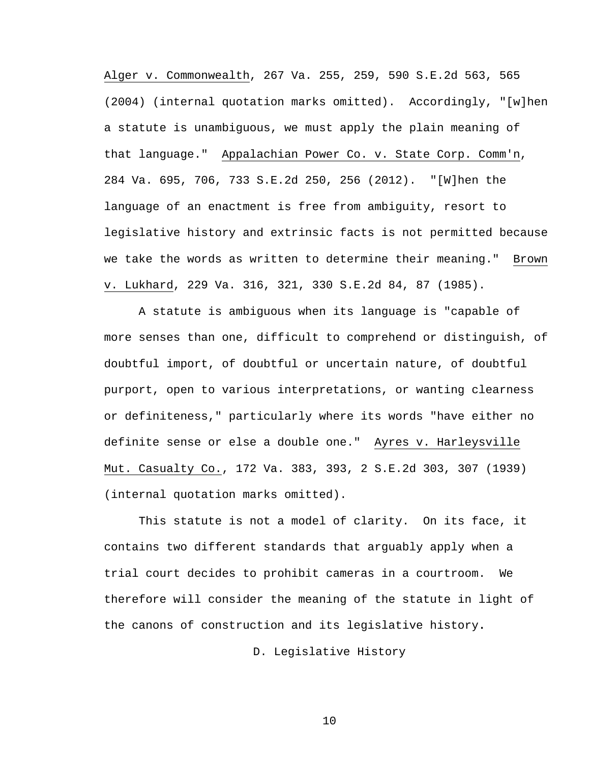Alger v. Commonwealth, 267 Va. 255, 259, 590 S.E.2d 563, 565 (2004) (internal quotation marks omitted). Accordingly, "[w]hen a statute is unambiguous, we must apply the plain meaning of that language." Appalachian Power Co. v. State Corp. Comm'n, 284 Va. 695, 706, 733 S.E.2d 250, 256 (2012). "[W]hen the language of an enactment is free from ambiguity, resort to legislative history and extrinsic facts is not permitted because we take the words as written to determine their meaning." Brown v. Lukhard, 229 Va. 316, 321, 330 S.E.2d 84, 87 (1985).

A statute is ambiguous when its language is "capable of more senses than one, difficult to comprehend or distinguish, of doubtful import, of doubtful or uncertain nature, of doubtful purport, open to various interpretations, or wanting clearness or definiteness," particularly where its words "have either no definite sense or else a double one." Ayres v. Harleysville Mut. Casualty Co., 172 Va. 383, 393, 2 S.E.2d 303, 307 (1939) (internal quotation marks omitted).

This statute is not a model of clarity. On its face, it contains two different standards that arguably apply when a trial court decides to prohibit cameras in a courtroom. We therefore will consider the meaning of the statute in light of the canons of construction and its legislative history.

### D. Legislative History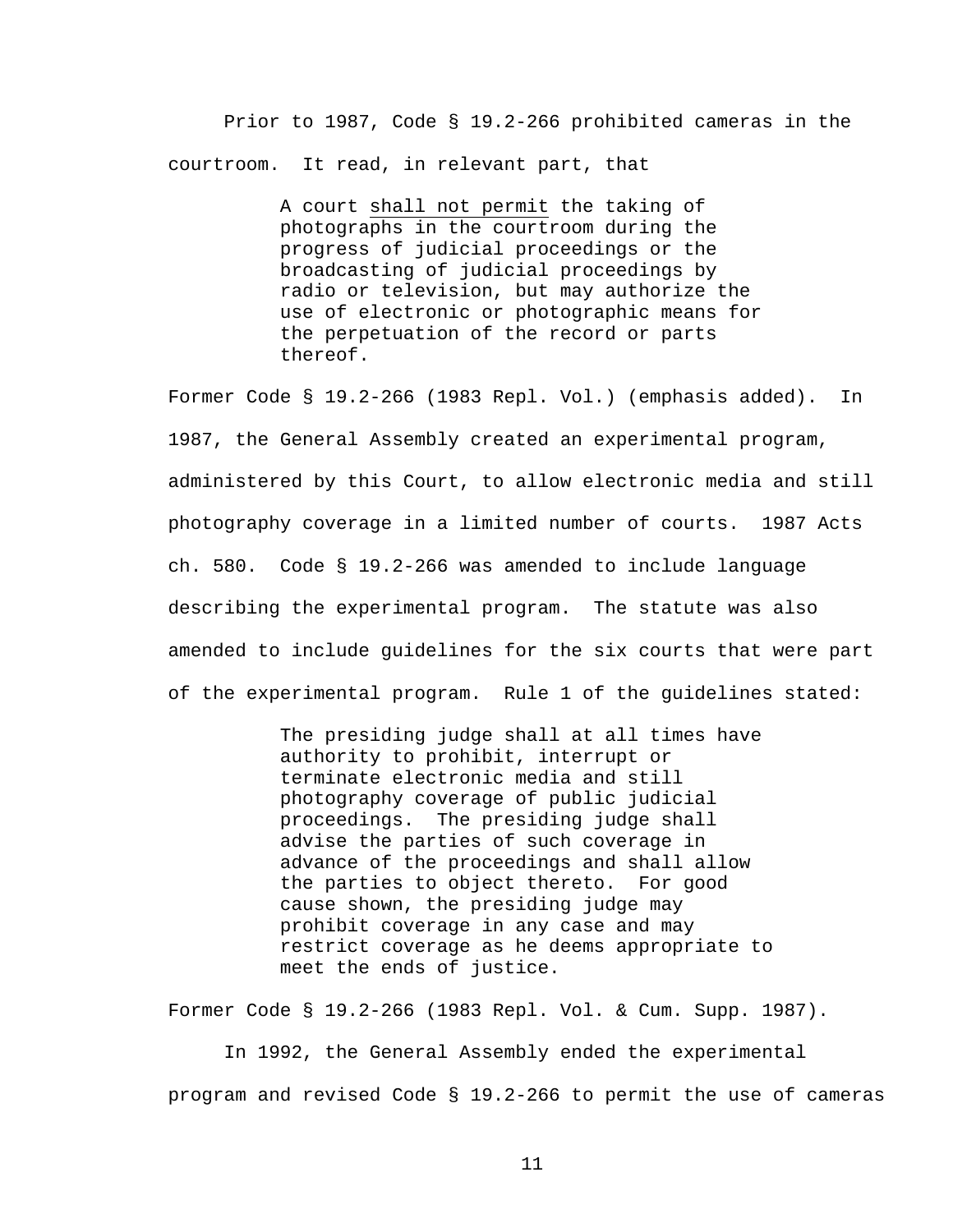Prior to 1987, Code § 19.2-266 prohibited cameras in the courtroom. It read, in relevant part, that

> A court <u>shall not permit</u> the taking of photographs in the courtroom during the progress of judicial proceedings or the broadcasting of judicial proceedings by radio or television, but may authorize the use of electronic or photographic means for the perpetuation of the record or parts thereof.

Former Code § 19.2-266 (1983 Repl. Vol.) (emphasis added). In 1987, the General Assembly created an experimental program, administered by this Court, to allow electronic media and still photography coverage in a limited number of courts. 1987 Acts ch. 580. Code § 19.2-266 was amended to include language describing the experimental program. The statute was also amended to include guidelines for the six courts that were part of the experimental program. Rule 1 of the guidelines stated:

> The presiding judge shall at all times have authority to prohibit, interrupt or terminate electronic media and still photography coverage of public judicial proceedings. The presiding judge shall advise the parties of such coverage in advance of the proceedings and shall allow the parties to object thereto. For good cause shown, the presiding judge may prohibit coverage in any case and may restrict coverage as he deems appropriate to meet the ends of justice.

Former Code § 19.2-266 (1983 Repl. Vol. & Cum. Supp. 1987).

In 1992, the General Assembly ended the experimental program and revised Code § 19.2-266 to permit the use of cameras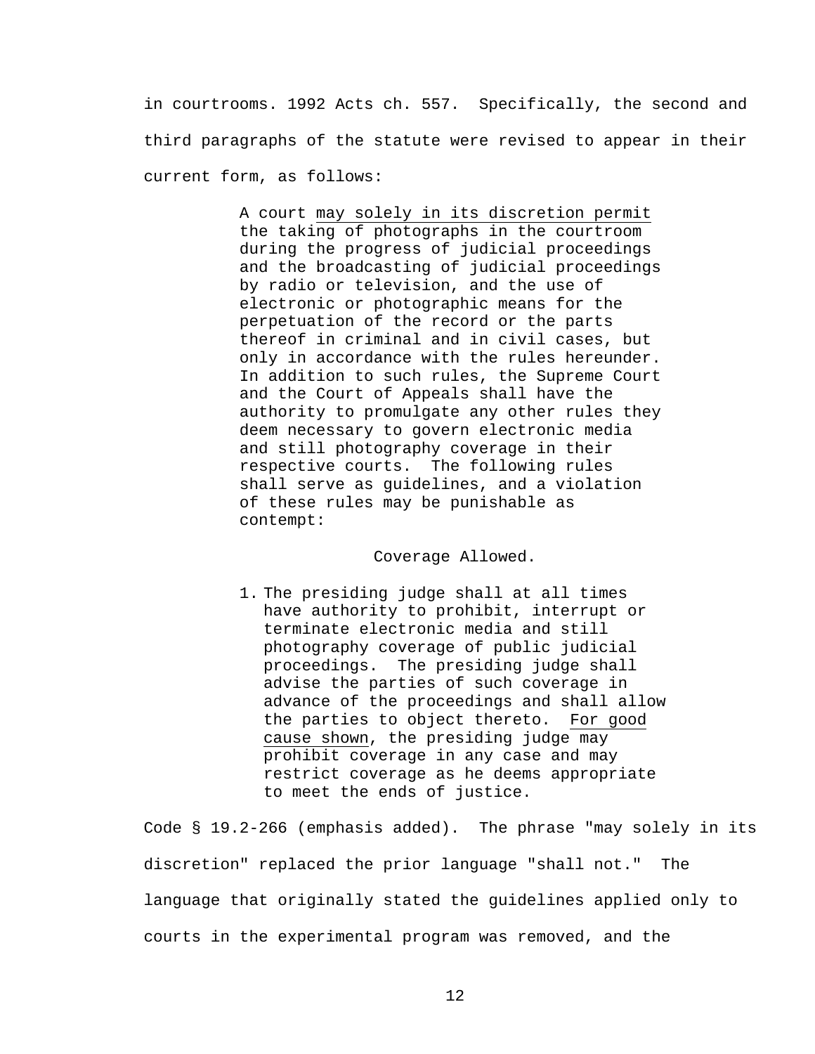in courtrooms. 1992 Acts ch. 557. Specifically, the second and third paragraphs of the statute were revised to appear in their current form, as follows:

> A court <u>may solely in its discretion permit</u> the taking of photographs in the courtroom during the progress of judicial proceedings and the broadcasting of judicial proceedings by radio or television, and the use of electronic or photographic means for the perpetuation of the record or the parts thereof in criminal and in civil cases, but only in accordance with the rules hereunder. In addition to such rules, the Supreme Court and the Court of Appeals shall have the authority to promulgate any other rules they deem necessary to govern electronic media and still photography coverage in their respective courts. The following rules shall serve as guidelines, and a violation of these rules may be punishable as contempt:
>
> Coverage Allowed.
>
> 1. The presiding judge shall at all times have authority to prohibit, interrupt or terminate electronic media and still photography coverage of public judicial proceedings. The presiding judge shall advise the parties of such coverage in advance of the proceedings and shall allow the parties to object thereto. <u>For good cause shown</u>, the presiding judge may prohibit coverage in any case and may restrict coverage as he deems appropriate to meet the ends of justice.

Code § 19.2-266 (emphasis added). The phrase "may solely in its discretion" replaced the prior language "shall not." The language that originally stated the guidelines applied only to courts in the experimental program was removed, and the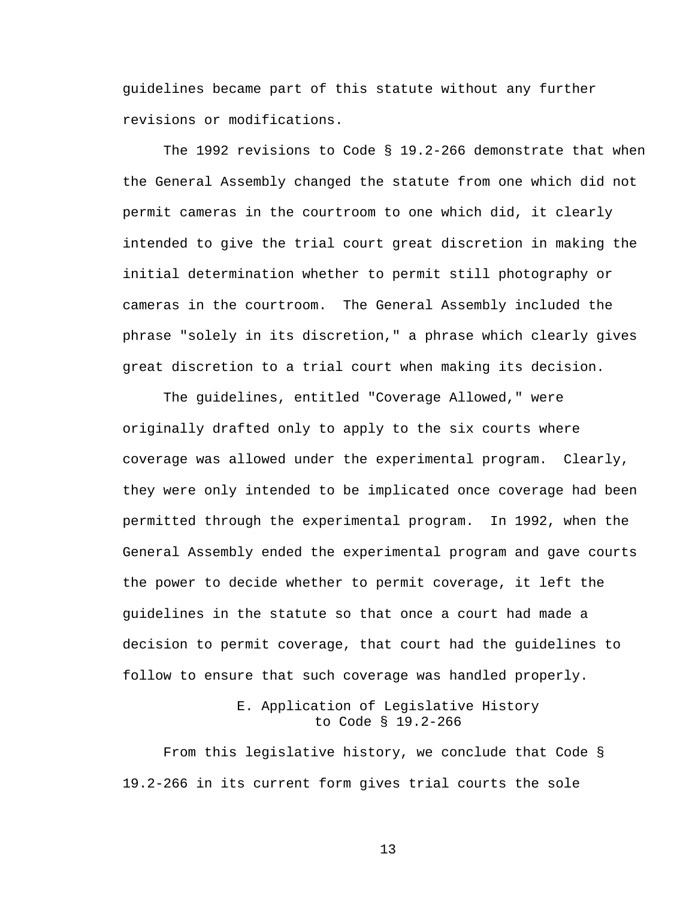guidelines became part of this statute without any further revisions or modifications.

The 1992 revisions to Code § 19.2-266 demonstrate that when the General Assembly changed the statute from one which did not permit cameras in the courtroom to one which did, it clearly intended to give the trial court great discretion in making the initial determination whether to permit still photography or cameras in the courtroom. The General Assembly included the phrase "solely in its discretion," a phrase which clearly gives great discretion to a trial court when making its decision.

The guidelines, entitled "Coverage Allowed," were originally drafted only to apply to the six courts where coverage was allowed under the experimental program. Clearly, they were only intended to be implicated once coverage had been permitted through the experimental program. In 1992, when the General Assembly ended the experimental program and gave courts the power to decide whether to permit coverage, it left the guidelines in the statute so that once a court had made a decision to permit coverage, that court had the guidelines to follow to ensure that such coverage was handled properly.

### E. Application of Legislative History to Code § 19.2-266

From this legislative history, we conclude that Code § 19.2-266 in its current form gives trial courts the sole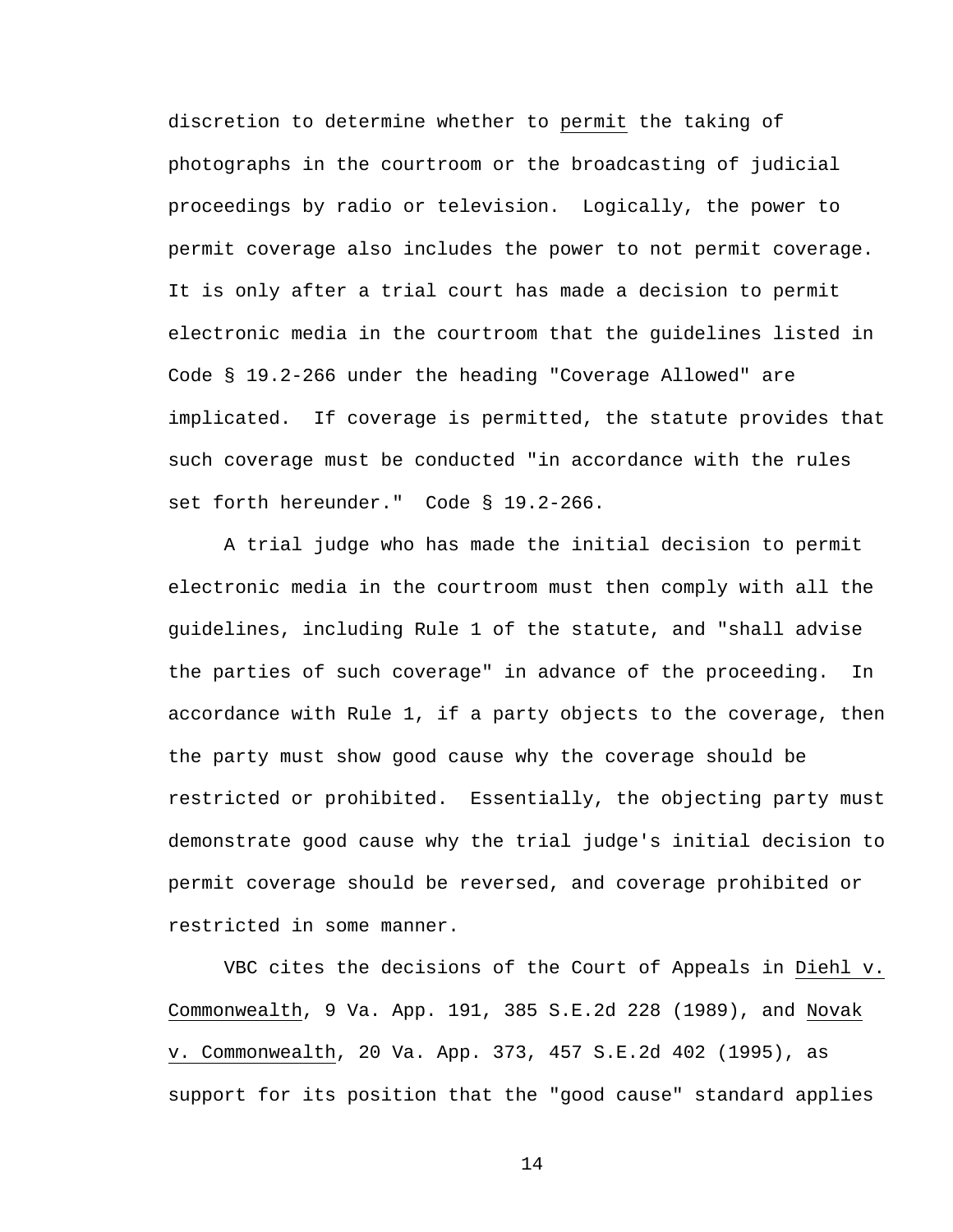discretion to determine whether to _permit_ the taking of photographs in the courtroom or the broadcasting of judicial proceedings by radio or television. Logically, the power to permit coverage also includes the power to not permit coverage. It is only after a trial court has made a decision to permit electronic media in the courtroom that the guidelines listed in Code § 19.2-266 under the heading "Coverage Allowed" are implicated. If coverage is permitted, the statute provides that such coverage must be conducted "in accordance with the rules set forth hereunder." Code § 19.2-266.

A trial judge who has made the initial decision to permit electronic media in the courtroom must then comply with all the guidelines, including Rule 1 of the statute, and "shall advise the parties of such coverage" in advance of the proceeding. In accordance with Rule 1, if a party objects to the coverage, then the party must show good cause why the coverage should be restricted or prohibited. Essentially, the objecting party must demonstrate good cause why the trial judge's initial decision to permit coverage should be reversed, and coverage prohibited or restricted in some manner.

VBC cites the decisions of the Court of Appeals in _Diehl v. Commonwealth_, 9 Va. App. 191, 385 S.E.2d 228 (1989), and _Novak v. Commonwealth_, 20 Va. App. 373, 457 S.E.2d 402 (1995), as support for its position that the "good cause" standard applies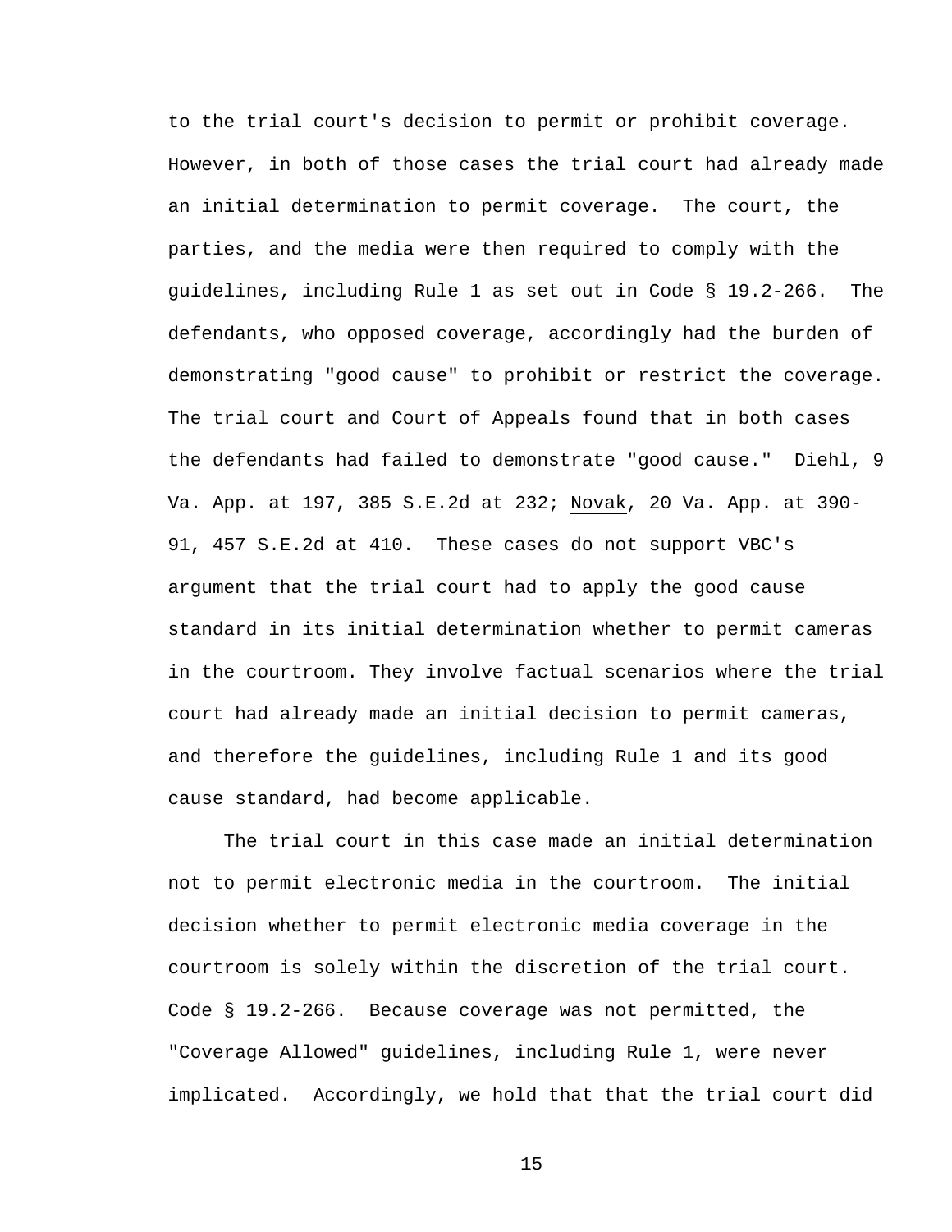to the trial court's decision to permit or prohibit coverage. However, in both of those cases the trial court had already made an initial determination to permit coverage. The court, the parties, and the media were then required to comply with the guidelines, including Rule 1 as set out in Code § 19.2-266. The defendants, who opposed coverage, accordingly had the burden of demonstrating "good cause" to prohibit or restrict the coverage. The trial court and Court of Appeals found that in both cases the defendants had failed to demonstrate "good cause." Diehl, 9 Va. App. at 197, 385 S.E.2d at 232; Novak, 20 Va. App. at 390-91, 457 S.E.2d at 410. These cases do not support VBC's argument that the trial court had to apply the good cause standard in its initial determination whether to permit cameras in the courtroom. They involve factual scenarios where the trial court had already made an initial decision to permit cameras, and therefore the guidelines, including Rule 1 and its good cause standard, had become applicable.

The trial court in this case made an initial determination not to permit electronic media in the courtroom. The initial decision whether to permit electronic media coverage in the courtroom is solely within the discretion of the trial court. Code § 19.2-266. Because coverage was not permitted, the "Coverage Allowed" guidelines, including Rule 1, were never implicated. Accordingly, we hold that that the trial court did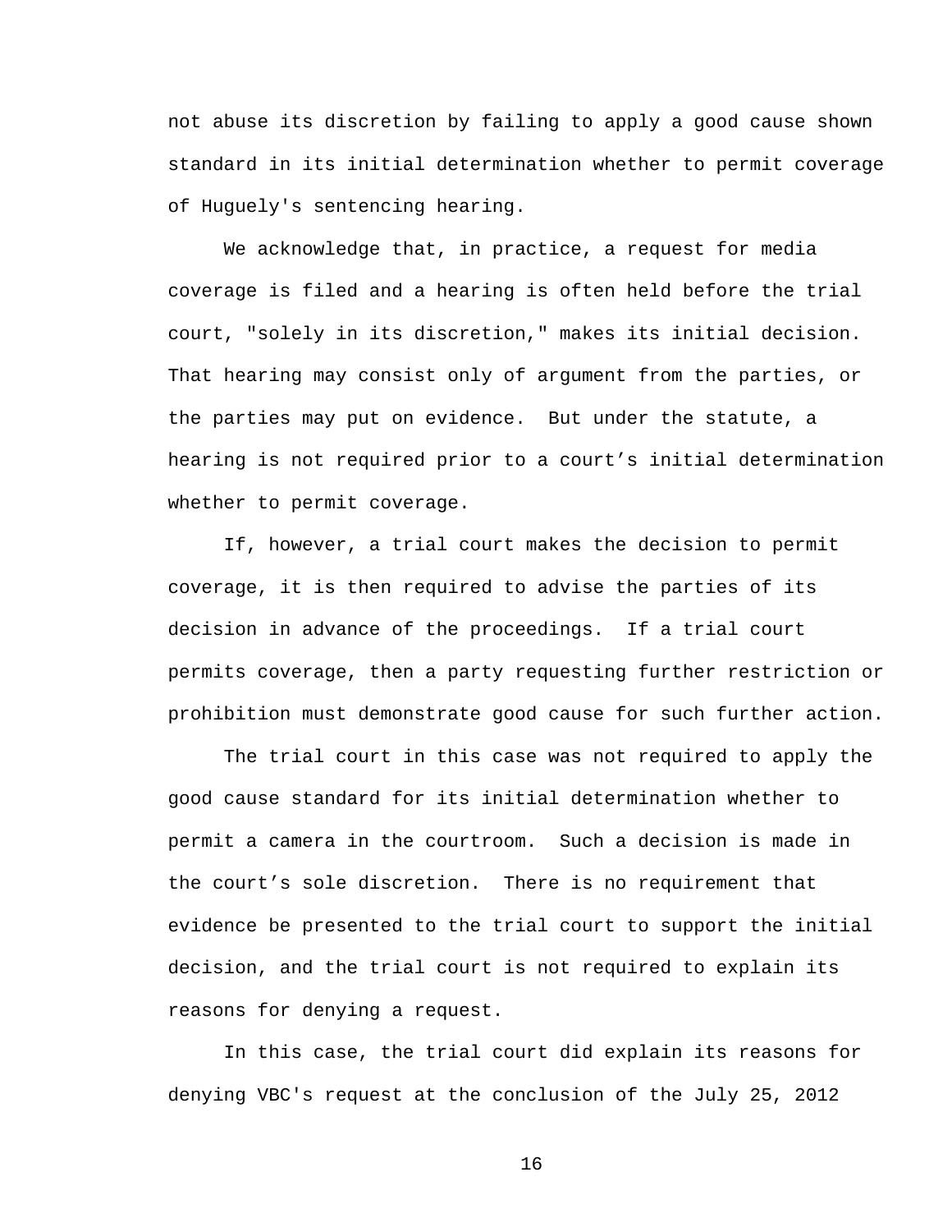not abuse its discretion by failing to apply a good cause shown standard in its initial determination whether to permit coverage of Huguely's sentencing hearing.

We acknowledge that, in practice, a request for media coverage is filed and a hearing is often held before the trial court, "solely in its discretion," makes its initial decision. That hearing may consist only of argument from the parties, or the parties may put on evidence. But under the statute, a hearing is not required prior to a court's initial determination whether to permit coverage.

If, however, a trial court makes the decision to permit coverage, it is then required to advise the parties of its decision in advance of the proceedings. If a trial court permits coverage, then a party requesting further restriction or prohibition must demonstrate good cause for such further action.

The trial court in this case was not required to apply the good cause standard for its initial determination whether to permit a camera in the courtroom. Such a decision is made in the court's sole discretion. There is no requirement that evidence be presented to the trial court to support the initial decision, and the trial court is not required to explain its reasons for denying a request.

In this case, the trial court did explain its reasons for denying VBC's request at the conclusion of the July 25, 2012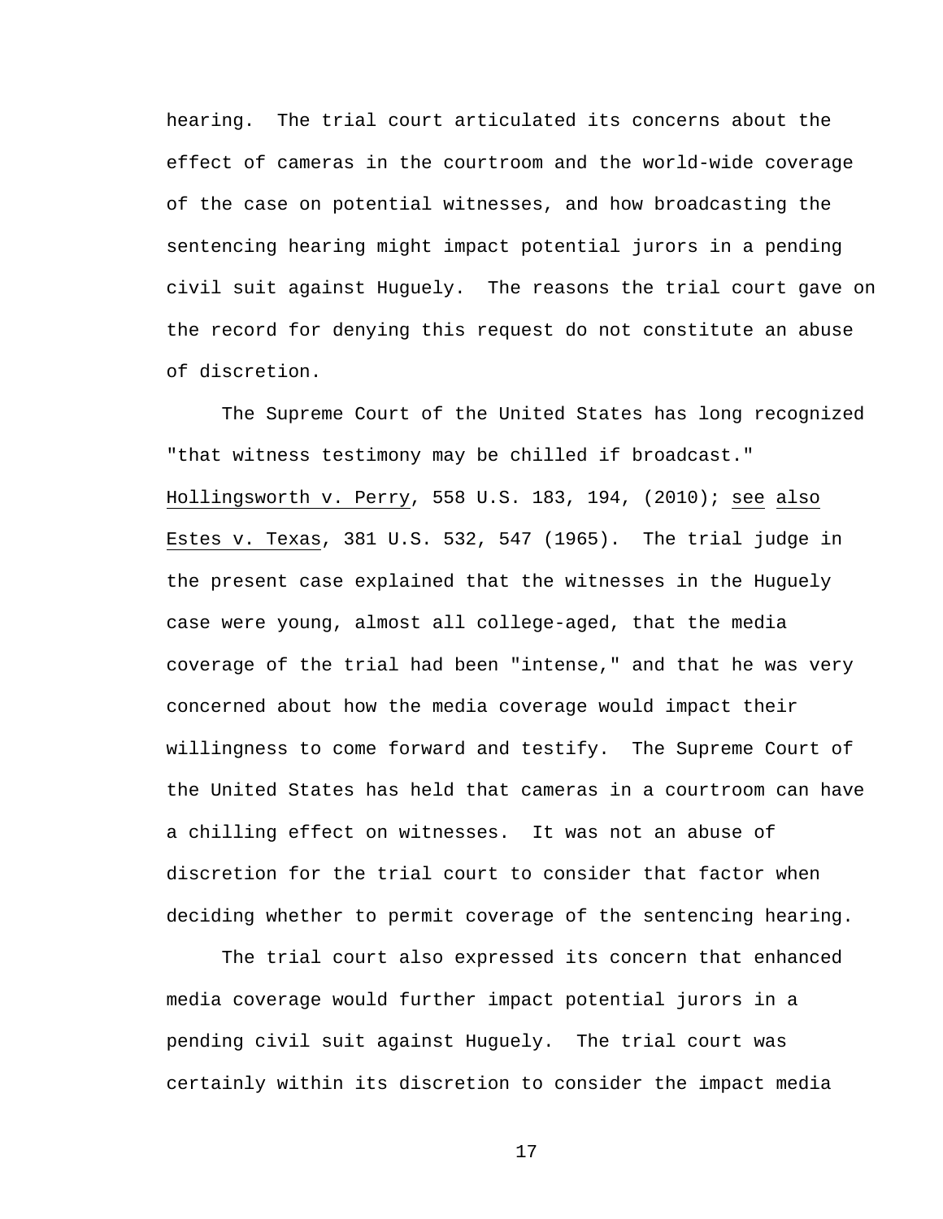hearing. The trial court articulated its concerns about the effect of cameras in the courtroom and the world-wide coverage of the case on potential witnesses, and how broadcasting the sentencing hearing might impact potential jurors in a pending civil suit against Huguely. The reasons the trial court gave on the record for denying this request do not constitute an abuse of discretion.

The Supreme Court of the United States has long recognized "that witness testimony may be chilled if broadcast." Hollingsworth v. Perry, 558 U.S. 183, 194, (2010); see also Estes v. Texas, 381 U.S. 532, 547 (1965). The trial judge in the present case explained that the witnesses in the Huguely case were young, almost all college-aged, that the media coverage of the trial had been "intense," and that he was very concerned about how the media coverage would impact their willingness to come forward and testify. The Supreme Court of the United States has held that cameras in a courtroom can have a chilling effect on witnesses. It was not an abuse of discretion for the trial court to consider that factor when deciding whether to permit coverage of the sentencing hearing.

The trial court also expressed its concern that enhanced media coverage would further impact potential jurors in a pending civil suit against Huguely. The trial court was certainly within its discretion to consider the impact media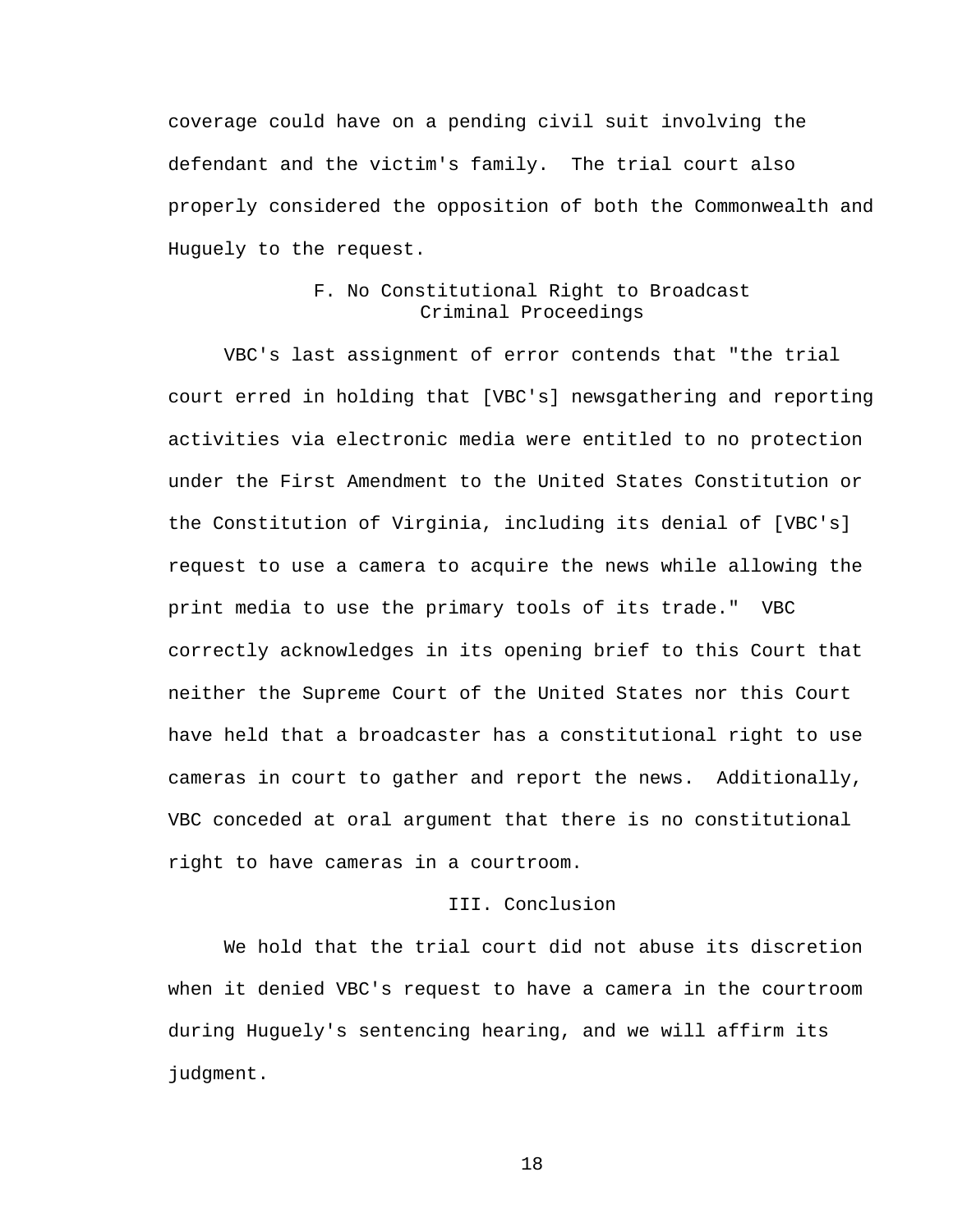coverage could have on a pending civil suit involving the defendant and the victim's family. The trial court also properly considered the opposition of both the Commonwealth and Huguely to the request.

### F. No Constitutional Right to Broadcast Criminal Proceedings

VBC's last assignment of error contends that "the trial court erred in holding that [VBC's] newsgathering and reporting activities via electronic media were entitled to no protection under the First Amendment to the United States Constitution or the Constitution of Virginia, including its denial of [VBC's] request to use a camera to acquire the news while allowing the print media to use the primary tools of its trade." VBC correctly acknowledges in its opening brief to this Court that neither the Supreme Court of the United States nor this Court have held that a broadcaster has a constitutional right to use cameras in court to gather and report the news. Additionally, VBC conceded at oral argument that there is no constitutional right to have cameras in a courtroom.

## III. Conclusion

We hold that the trial court did not abuse its discretion when it denied VBC's request to have a camera in the courtroom during Huguely's sentencing hearing, and we will affirm its judgment.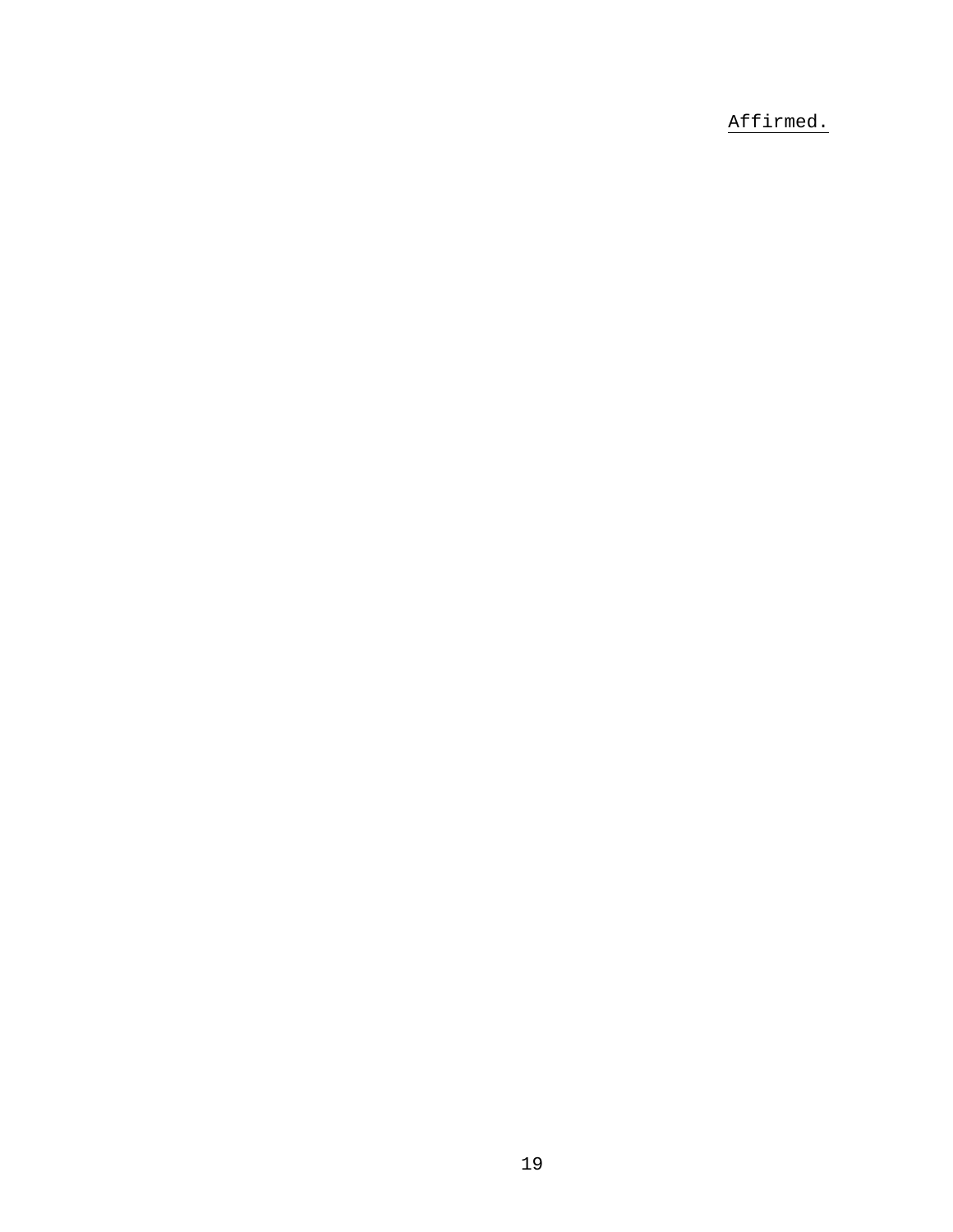Affirmed.